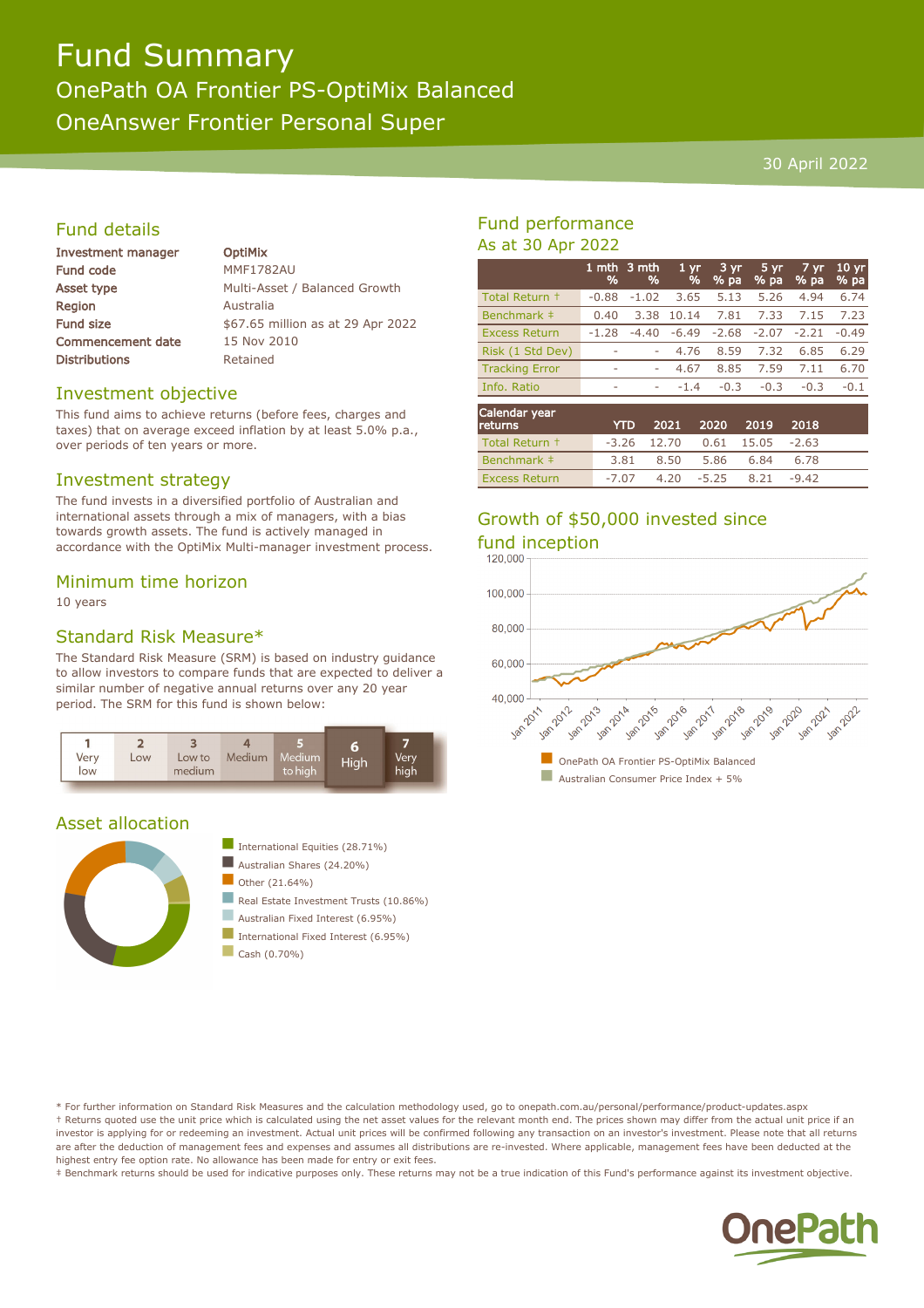# Fund Summary

## OnePath OA Frontier PS-OptiMix Balanced

## OneAnswer Frontier Personal Super

30 April 2022

## Fund details

| | |
|---|---|
| **Investment manager** | **OptiMix** |
| **Fund code** | MMF1782AU |
| **Asset type** | Multi-Asset / Balanced Growth |
| **Region** | Australia |
| **Fund size** | $67.65 million as at 29 Apr 2022 |
| **Commencement date** | 15 Nov 2010 |
| **Distributions** | Retained |

## Investment objective

This fund aims to achieve returns (before fees, charges and taxes) that on average exceed inflation by at least 5.0% p.a., over periods of ten years or more.

## Investment strategy

The fund invests in a diversified portfolio of Australian and international assets through a mix of managers, with a bias towards growth assets. The fund is actively managed in accordance with the OptiMix Multi-manager investment process.

## Minimum time horizon

10 years

## Standard Risk Measure*

The Standard Risk Measure (SRM) is based on industry guidance to allow investors to compare funds that are expected to deliver a similar number of negative annual returns over any 20 year period. The SRM for this fund is shown below:

| 1 | 2 | 3 | 4 | 5 | 6 | 7 |
|---|---|---|---|---|---|---|
| Very low | Low | Low to medium | Medium | Medium to high | **High** | Very high |

## Asset allocation

- International Equities (28.71%)
- Australian Shares (24.20%)
- Other (21.64%)
- Real Estate Investment Trusts (10.86%)
- Australian Fixed Interest (6.95%)
- International Fixed Interest (6.95%)
- Cash (0.70%)

## Fund performance

As at 30 Apr 2022

| | 1 mth % | 3 mth % | 1 yr % | 3 yr % pa | 5 yr % pa | 7 yr % pa | 10 yr % pa |
|---|---|---|---|---|---|---|---|
| Total Return † | -0.88 | -1.02 | 3.65 | 5.13 | 5.26 | 4.94 | 6.74 |
| Benchmark ‡ | 0.40 | 3.38 | 10.14 | 7.81 | 7.33 | 7.15 | 7.23 |
| Excess Return | -1.28 | -4.40 | -6.49 | -2.68 | -2.07 | -2.21 | -0.49 |
| Risk (1 Std Dev) | - | - | 4.76 | 8.59 | 7.32 | 6.85 | 6.29 |
| Tracking Error | - | - | 4.67 | 8.85 | 7.59 | 7.11 | 6.70 |
| Info. Ratio | - | - | -1.4 | -0.3 | -0.3 | -0.3 | -0.1 |

| Calendar year returns | YTD | 2021 | 2020 | 2019 | 2018 |
|---|---|---|---|---|---|
| Total Return † | -3.26 | 12.70 | 0.61 | 15.05 | -2.63 |
| Benchmark ‡ | 3.81 | 8.50 | 5.86 | 6.84 | 6.78 |
| Excess Return | -7.07 | 4.20 | -5.25 | 8.21 | -9.42 |

## Growth of $50,000 invested since fund inception

- OnePath OA Frontier PS-OptiMix Balanced
- Australian Consumer Price Index + 5%

\* For further information on Standard Risk Measures and the calculation methodology used, go to onepath.com.au/personal/performance/product-updates.aspx

† Returns quoted use the unit price which is calculated using the net asset values for the relevant month end. The prices shown may differ from the actual unit price if an investor is applying for or redeeming an investment. Actual unit prices will be confirmed following any transaction on an investor's investment. Please note that all returns are after the deduction of management fees and expenses and assumes all distributions are re-invested. Where applicable, management fees have been deducted at the highest entry fee option rate. No allowance has been made for entry or exit fees.

‡ Benchmark returns should be used for indicative purposes only. These returns may not be a true indication of this Fund's performance against its investment objective.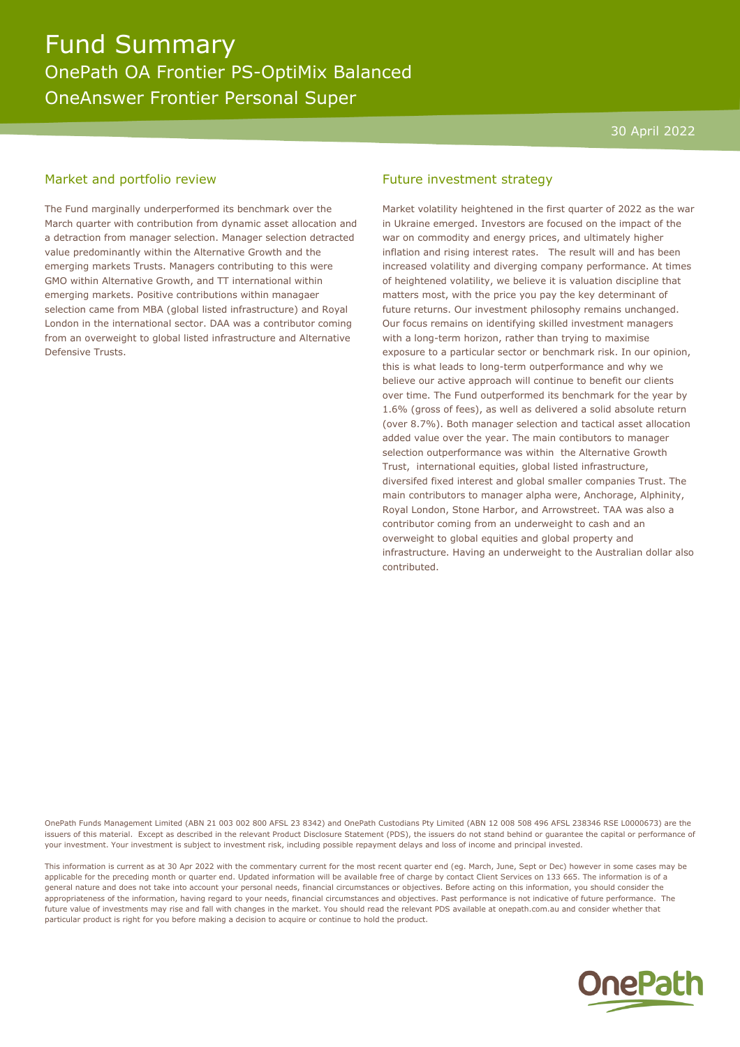# Fund Summary

## OnePath OA Frontier PS-OptiMix Balanced

## OneAnswer Frontier Personal Super

30 April 2022

### Market and portfolio review

The Fund marginally underperformed its benchmark over the March quarter with contribution from dynamic asset allocation and a detraction from manager selection. Manager selection detracted value predominantly within the Alternative Growth and the emerging markets Trusts. Managers contributing to this were GMO within Alternative Growth, and TT international within emerging markets. Positive contributions within managaer selection came from MBA (global listed infrastructure) and Royal London in the international sector. DAA was a contributor coming from an overweight to global listed infrastructure and Alternative Defensive Trusts.

### Future investment strategy

Market volatility heightened in the first quarter of 2022 as the war in Ukraine emerged. Investors are focused on the impact of the war on commodity and energy prices, and ultimately higher inflation and rising interest rates. The result will and has been increased volatility and diverging company performance. At times of heightened volatility, we believe it is valuation discipline that matters most, with the price you pay the key determinant of future returns. Our investment philosophy remains unchanged. Our focus remains on identifying skilled investment managers with a long-term horizon, rather than trying to maximise exposure to a particular sector or benchmark risk. In our opinion, this is what leads to long-term outperformance and why we believe our active approach will continue to benefit our clients over time. The Fund outperformed its benchmark for the year by 1.6% (gross of fees), as well as delivered a solid absolute return (over 8.7%). Both manager selection and tactical asset allocation added value over the year. The main contibutors to manager selection outperformance was within the Alternative Growth Trust, international equities, global listed infrastructure, diversifed fixed interest and global smaller companies Trust. The main contributors to manager alpha were, Anchorage, Alphinity, Royal London, Stone Harbor, and Arrowstreet. TAA was also a contributor coming from an underweight to cash and an overweight to global equities and global property and infrastructure. Having an underweight to the Australian dollar also contributed.

OnePath Funds Management Limited (ABN 21 003 002 800 AFSL 23 8342) and OnePath Custodians Pty Limited (ABN 12 008 508 496 AFSL 238346 RSE L0000673) are the issuers of this material. Except as described in the relevant Product Disclosure Statement (PDS), the issuers do not stand behind or guarantee the capital or performance of your investment. Your investment is subject to investment risk, including possible repayment delays and loss of income and principal invested.

This information is current as at 30 Apr 2022 with the commentary current for the most recent quarter end (eg. March, June, Sept or Dec) however in some cases may be applicable for the preceding month or quarter end. Updated information will be available free of charge by contact Client Services on 133 665. The information is of a general nature and does not take into account your personal needs, financial circumstances or objectives. Before acting on this information, you should consider the appropriateness of the information, having regard to your needs, financial circumstances and objectives. Past performance is not indicative of future performance. The future value of investments may rise and fall with changes in the market. You should read the relevant PDS available at onepath.com.au and consider whether that particular product is right for you before making a decision to acquire or continue to hold the product.

OnePath